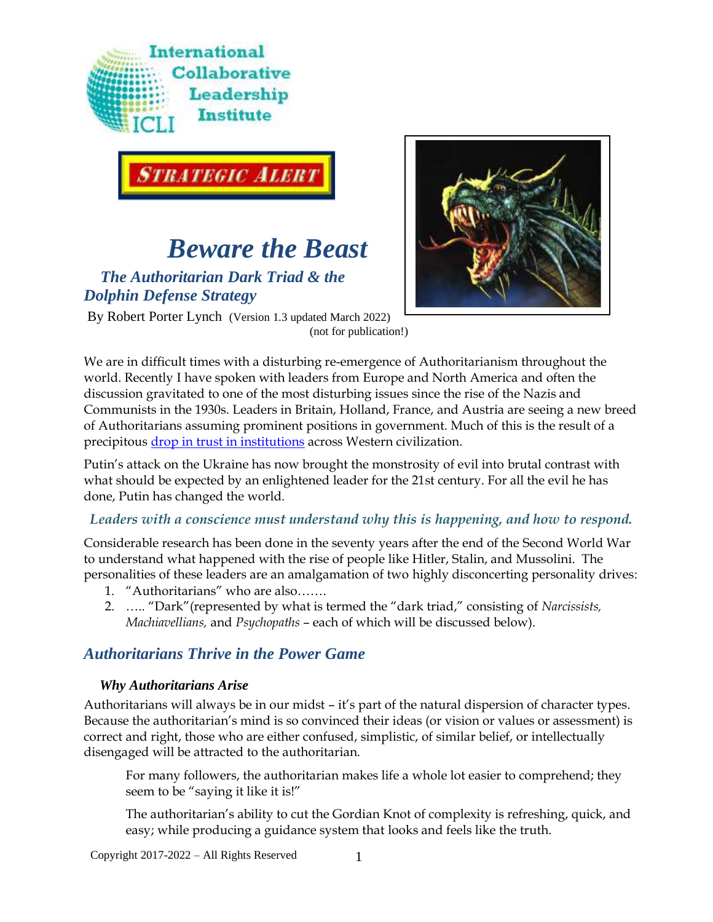International Collaborative Leadership Institute

ICLI

STRATEGIC ALERT

# *Beware the Beast*

## *The Authoritarian Dark Triad & the Dolphin Defense Strategy*

By Robert Porter Lynch (Version 1.3 updated March 2022)
(not for publication!)

We are in difficult times with a disturbing re-emergence of Authoritarianism throughout the world. Recently I have spoken with leaders from Europe and North America and often the discussion gravitated to one of the most disturbing issues since the rise of the Nazis and Communists in the 1930s. Leaders in Britain, Holland, France, and Austria are seeing a new breed of Authoritarians assuming prominent positions in government. Much of this is the result of a precipitous drop in trust in institutions across Western civilization.

Putin's attack on the Ukraine has now brought the monstrosity of evil into brutal contrast with what should be expected by an enlightened leader for the 21st century. For all the evil he has done, Putin has changed the world.

*Leaders with a conscience must understand why this is happening, and how to respond.*

Considerable research has been done in the seventy years after the end of the Second World War to understand what happened with the rise of people like Hitler, Stalin, and Mussolini. The personalities of these leaders are an amalgamation of two highly disconcerting personality drives:

1. "Authoritarians" who are also…….
2. ….. "Dark"(represented by what is termed the "dark triad," consisting of *Narcissists, Machiavellians,* and *Psychopaths* – each of which will be discussed below).

## *Authoritarians Thrive in the Power Game*

### *Why Authoritarians Arise*

Authoritarians will always be in our midst – it's part of the natural dispersion of character types. Because the authoritarian's mind is so convinced their ideas (or vision or values or assessment) is correct and right, those who are either confused, simplistic, of similar belief, or intellectually disengaged will be attracted to the authoritarian.

> For many followers, the authoritarian makes life a whole lot easier to comprehend; they seem to be "saying it like it is!"
>
> The authoritarian's ability to cut the Gordian Knot of complexity is refreshing, quick, and easy; while producing a guidance system that looks and feels like the truth.

Copyright 2017-2022 – All Rights Reserved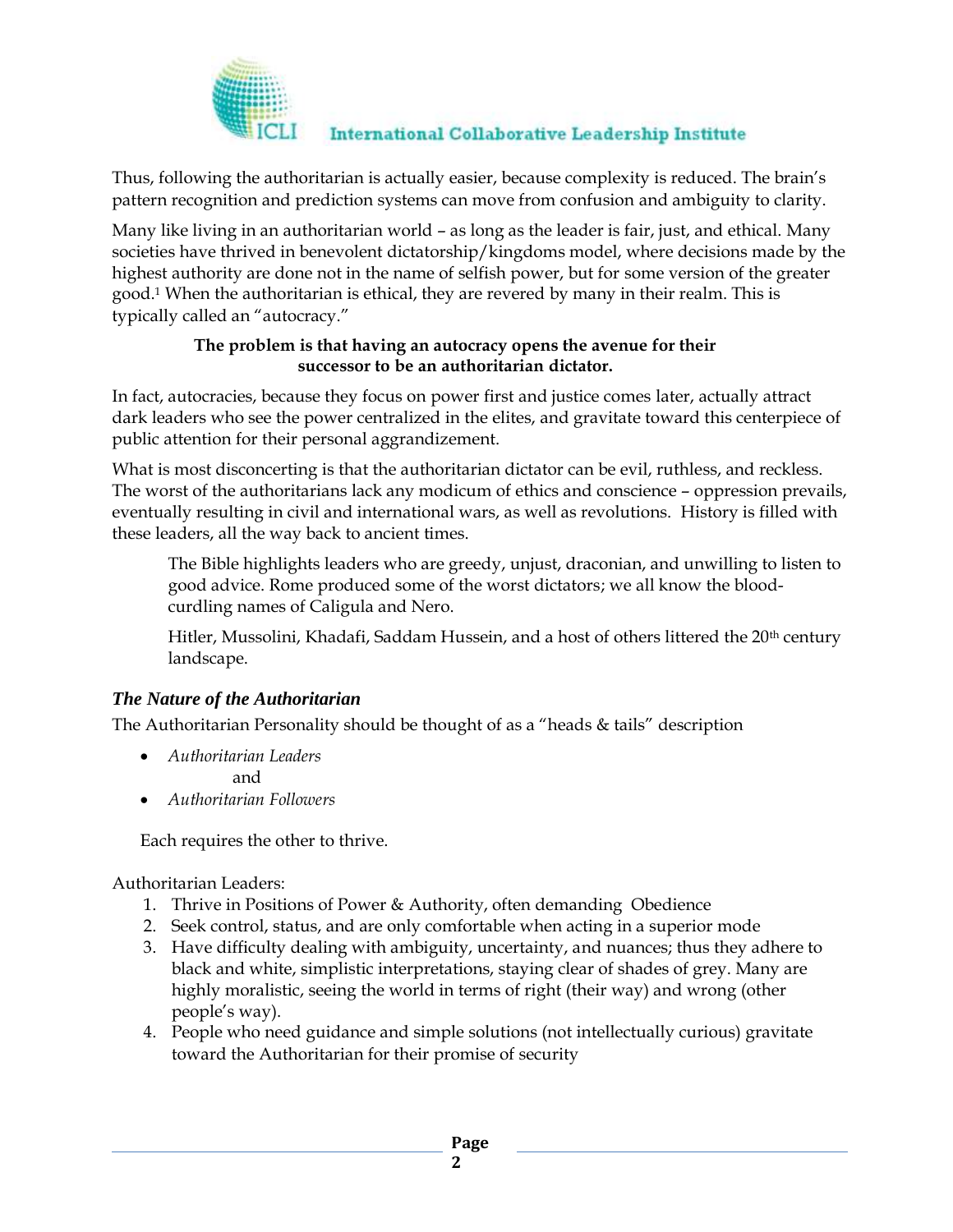Thus, following the authoritarian is actually easier, because complexity is reduced. The brain's pattern recognition and prediction systems can move from confusion and ambiguity to clarity.

Many like living in an authoritarian world – as long as the leader is fair, just, and ethical. Many societies have thrived in benevolent dictatorship/kingdoms model, where decisions made by the highest authority are done not in the name of selfish power, but for some version of the greater good.[1] When the authoritarian is ethical, they are revered by many in their realm. This is typically called an "autocracy."

**The problem is that having an autocracy opens the avenue for their successor to be an authoritarian dictator.**

In fact, autocracies, because they focus on power first and justice comes later, actually attract dark leaders who see the power centralized in the elites, and gravitate toward this centerpiece of public attention for their personal aggrandizement.

What is most disconcerting is that the authoritarian dictator can be evil, ruthless, and reckless. The worst of the authoritarians lack any modicum of ethics and conscience – oppression prevails, eventually resulting in civil and international wars, as well as revolutions. History is filled with these leaders, all the way back to ancient times.

> The Bible highlights leaders who are greedy, unjust, draconian, and unwilling to listen to good advice. Rome produced some of the worst dictators; we all know the blood-curdling names of Caligula and Nero.
>
> Hitler, Mussolini, Khadafi, Saddam Hussein, and a host of others littered the 20th century landscape.

### *The Nature of the Authoritarian*

The Authoritarian Personality should be thought of as a "heads & tails" description

- *Authoritarian Leaders*

  and
- *Authoritarian Followers*

Each requires the other to thrive.

Authoritarian Leaders:

1. Thrive in Positions of Power & Authority, often demanding Obedience
2. Seek control, status, and are only comfortable when acting in a superior mode
3. Have difficulty dealing with ambiguity, uncertainty, and nuances; thus they adhere to black and white, simplistic interpretations, staying clear of shades of grey. Many are highly moralistic, seeing the world in terms of right (their way) and wrong (other people's way).
4. People who need guidance and simple solutions (not intellectually curious) gravitate toward the Authoritarian for their promise of security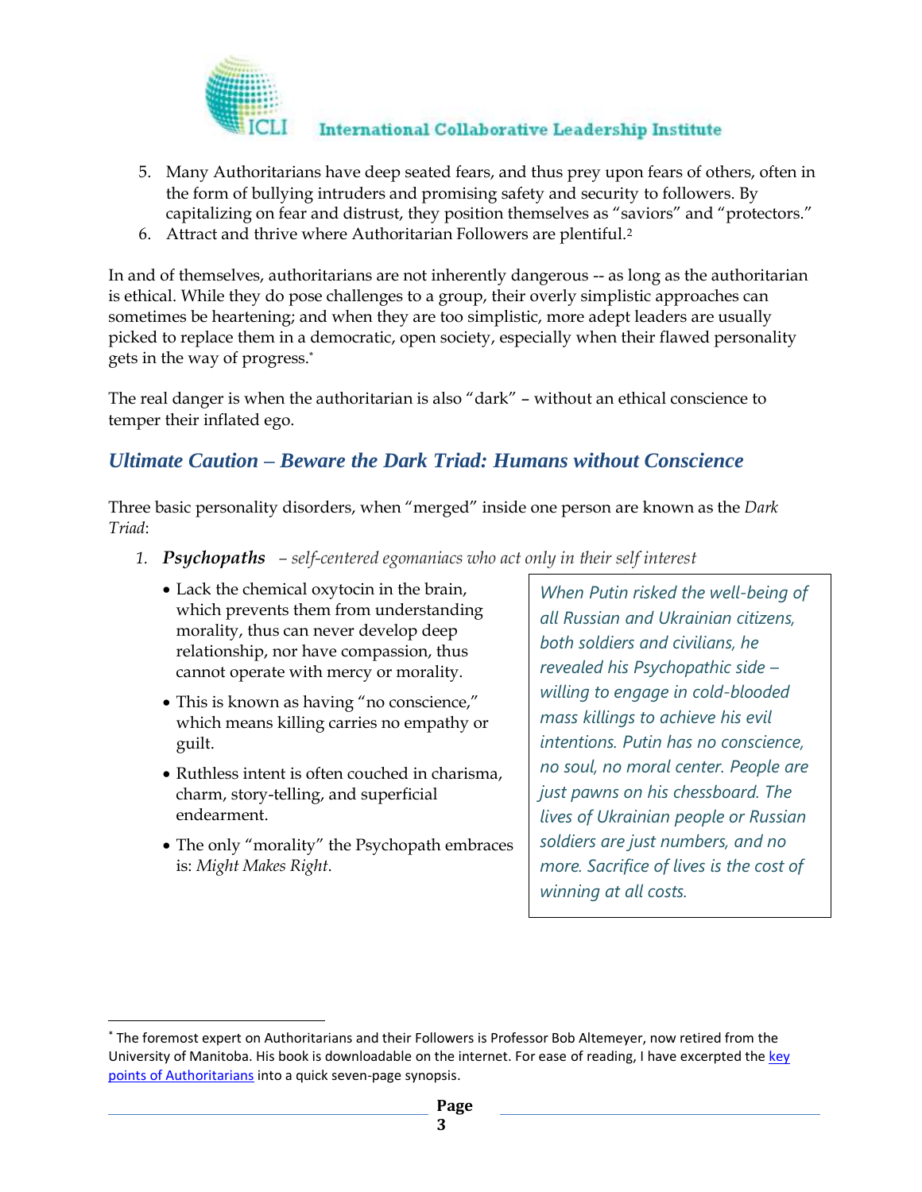5. Many Authoritarians have deep seated fears, and thus prey upon fears of others, often in the form of bullying intruders and promising safety and security to followers. By capitalizing on fear and distrust, they position themselves as "saviors" and "protectors."
6. Attract and thrive where Authoritarian Followers are plentiful.[2]

In and of themselves, authoritarians are not inherently dangerous -- as long as the authoritarian is ethical. While they do pose challenges to a group, their overly simplistic approaches can sometimes be heartening; and when they are too simplistic, more adept leaders are usually picked to replace them in a democratic, open society, especially when their flawed personality gets in the way of progress.[*]

The real danger is when the authoritarian is also "dark" – without an ethical conscience to temper their inflated ego.

## *Ultimate Caution – Beware the Dark Triad: Humans without Conscience*

Three basic personality disorders, when "merged" inside one person are known as the *Dark Triad*:

1. ***Psychopaths*** *– self-centered egomaniacs who act only in their self interest*
   - Lack the chemical oxytocin in the brain, which prevents them from understanding morality, thus can never develop deep relationship, nor have compassion, thus cannot operate with mercy or morality.
   - This is known as having "no conscience," which means killing carries no empathy or guilt.
   - Ruthless intent is often couched in charisma, charm, story-telling, and superficial endearment.
   - The only "morality" the Psychopath embraces is: *Might Makes Right*.

*When Putin risked the well-being of all Russian and Ukrainian citizens, both soldiers and civilians, he revealed his Psychopathic side – willing to engage in cold-blooded mass killings to achieve his evil intentions. Putin has no conscience, no soul, no moral center. People are just pawns on his chessboard. The lives of Ukrainian people or Russian soldiers are just numbers, and no more. Sacrifice of lives is the cost of winning at all costs.*

---

[*] The foremost expert on Authoritarians and their Followers is Professor Bob Altemeyer, now retired from the University of Manitoba. His book is downloadable on the internet. For ease of reading, I have excerpted the key points of Authoritarians into a quick seven-page synopsis.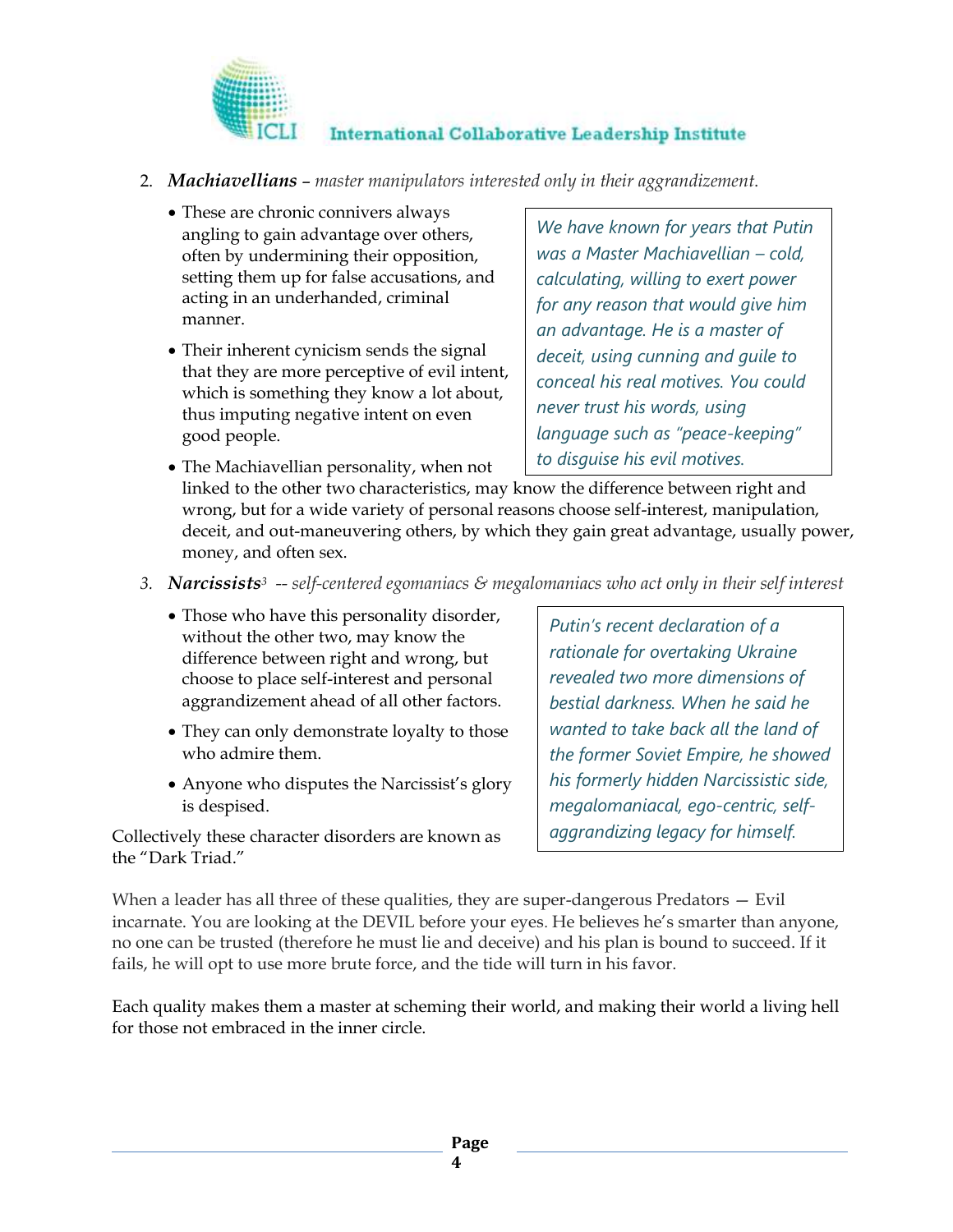2. ***Machiavellians*** – *master manipulators interested only in their aggrandizement.*

   - These are chronic connivers always angling to gain advantage over others, often by undermining their opposition, setting them up for false accusations, and acting in an underhanded, criminal manner.
   - Their inherent cynicism sends the signal that they are more perceptive of evil intent, which is something they know a lot about, thus imputing negative intent on even good people.
   - The Machiavellian personality, when not linked to the other two characteristics, may know the difference between right and wrong, but for a wide variety of personal reasons choose self-interest, manipulation, deceit, and out-maneuvering others, by which they gain great advantage, usually power, money, and often sex.

> *We have known for years that Putin was a Master Machiavellian – cold, calculating, willing to exert power for any reason that would give him an advantage. He is a master of deceit, using cunning and guile to conceal his real motives. You could never trust his words, using language such as "peace-keeping" to disguise his evil motives.*

3. ***Narcissists***[3] *-- self-centered egomaniacs & megalomaniacs who act only in their self interest*

   - Those who have this personality disorder, without the other two, may know the difference between right and wrong, but choose to place self-interest and personal aggrandizement ahead of all other factors.
   - They can only demonstrate loyalty to those who admire them.
   - Anyone who disputes the Narcissist's glory is despised.

> *Putin's recent declaration of a rationale for overtaking Ukraine revealed two more dimensions of bestial darkness. When he said he wanted to take back all the land of the former Soviet Empire, he showed his formerly hidden Narcissistic side, megalomaniacal, ego-centric, self-aggrandizing legacy for himself.*

Collectively these character disorders are known as the "Dark Triad."

When a leader has all three of these qualities, they are super-dangerous Predators — Evil incarnate. You are looking at the DEVIL before your eyes. He believes he's smarter than anyone, no one can be trusted (therefore he must lie and deceive) and his plan is bound to succeed. If it fails, he will opt to use more brute force, and the tide will turn in his favor.

Each quality makes them a master at scheming their world, and making their world a living hell for those not embraced in the inner circle.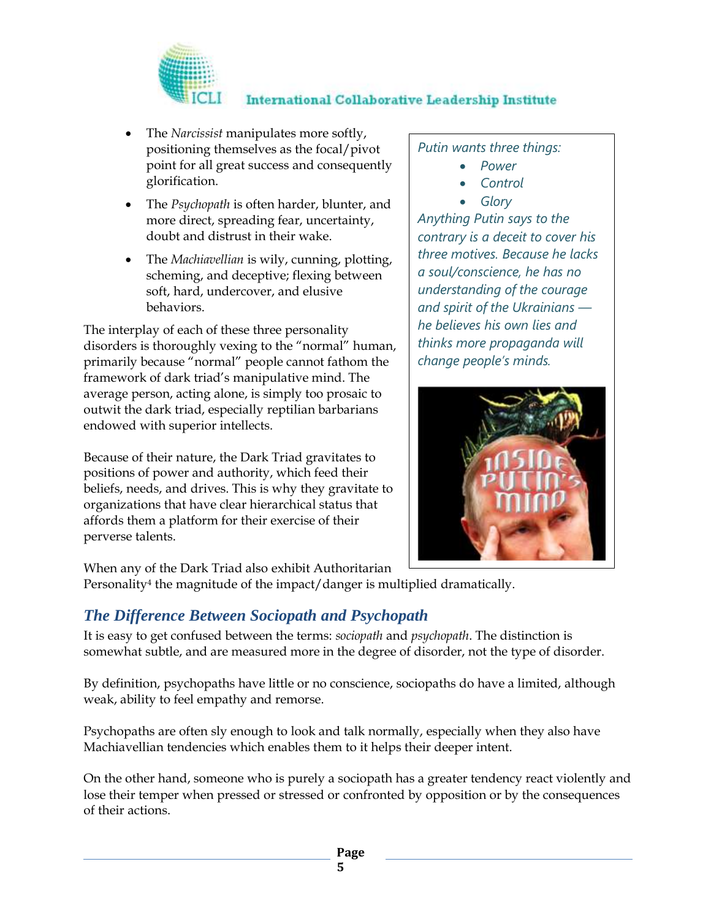- The *Narcissist* manipulates more softly, positioning themselves as the focal/pivot point for all great success and consequently glorification.
- The *Psychopath* is often harder, blunter, and more direct, spreading fear, uncertainty, doubt and distrust in their wake.
- The *Machiavellian* is wily, cunning, plotting, scheming, and deceptive; flexing between soft, hard, undercover, and elusive behaviors.

The interplay of each of these three personality disorders is thoroughly vexing to the "normal" human, primarily because "normal" people cannot fathom the framework of dark triad's manipulative mind. The average person, acting alone, is simply too prosaic to outwit the dark triad, especially reptilian barbarians endowed with superior intellects.

Because of their nature, the Dark Triad gravitates to positions of power and authority, which feed their beliefs, needs, and drives. This is why they gravitate to organizations that have clear hierarchical status that affords them a platform for their exercise of their perverse talents.

*Putin wants three things:*

- *Power*
- *Control*
- *Glory*

*Anything Putin says to the contrary is a deceit to cover his three motives. Because he lacks a soul/conscience, he has no understanding of the courage and spirit of the Ukrainians — he believes his own lies and thinks more propaganda will change people's minds.*

When any of the Dark Triad also exhibit Authoritarian Personality[4] the magnitude of the impact/danger is multiplied dramatically.

## *The Difference Between Sociopath and Psychopath*

It is easy to get confused between the terms: *sociopath* and *psychopath*. The distinction is somewhat subtle, and are measured more in the degree of disorder, not the type of disorder.

By definition, psychopaths have little or no conscience, sociopaths do have a limited, although weak, ability to feel empathy and remorse.

Psychopaths are often sly enough to look and talk normally, especially when they also have Machiavellian tendencies which enables them to it helps their deeper intent.

On the other hand, someone who is purely a sociopath has a greater tendency react violently and lose their temper when pressed or stressed or confronted by opposition or by the consequences of their actions.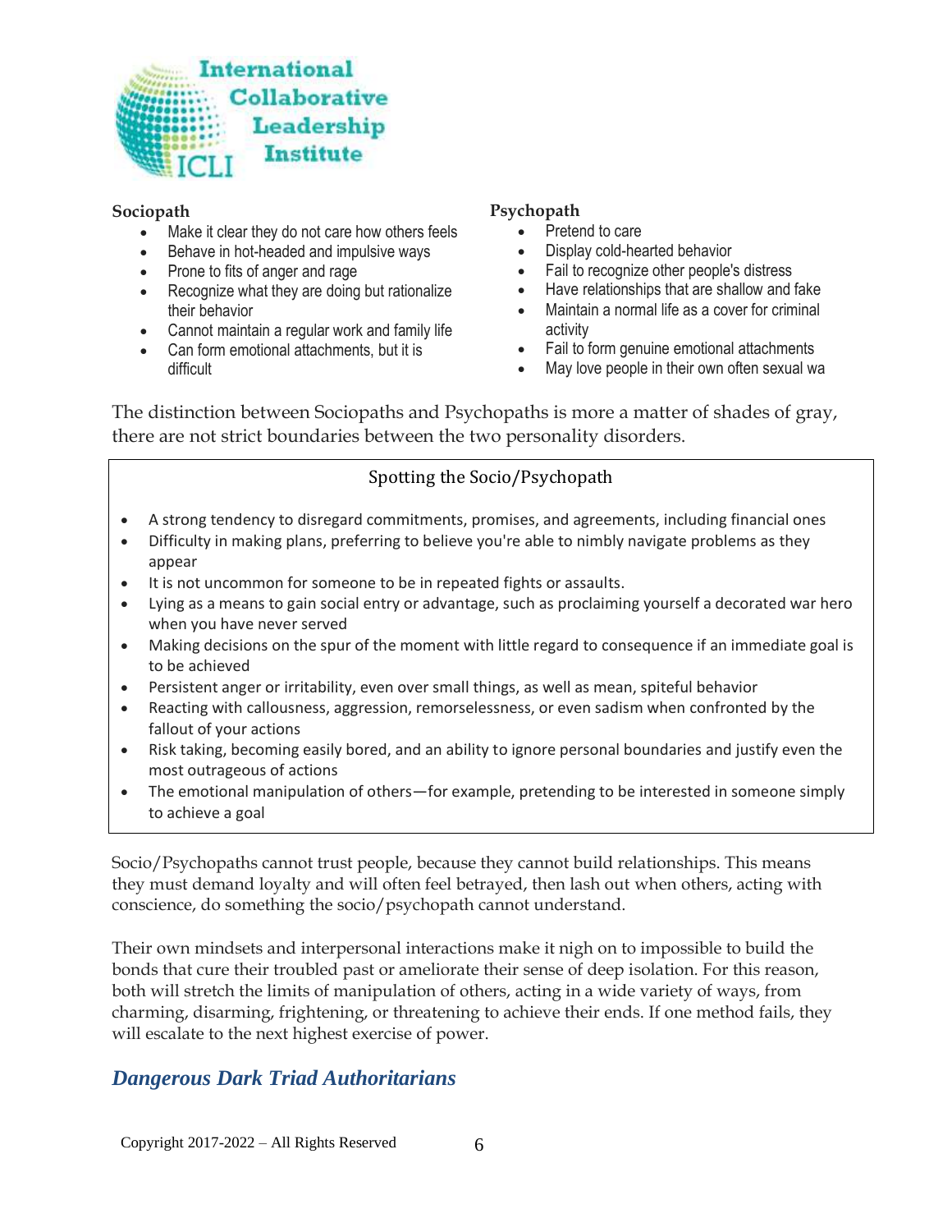**Sociopath**

- Make it clear they do not care how others feels
- Behave in hot-headed and impulsive ways
- Prone to fits of anger and rage
- Recognize what they are doing but rationalize their behavior
- Cannot maintain a regular work and family life
- Can form emotional attachments, but it is difficult

**Psychopath**

- Pretend to care
- Display cold-hearted behavior
- Fail to recognize other people's distress
- Have relationships that are shallow and fake
- Maintain a normal life as a cover for criminal activity
- Fail to form genuine emotional attachments
- May love people in their own often sexual wa

The distinction between Sociopaths and Psychopaths is more a matter of shades of gray, there are not strict boundaries between the two personality disorders.

Spotting the Socio/Psychopath

- A strong tendency to disregard commitments, promises, and agreements, including financial ones
- Difficulty in making plans, preferring to believe you're able to nimbly navigate problems as they appear
- It is not uncommon for someone to be in repeated fights or assaults.
- Lying as a means to gain social entry or advantage, such as proclaiming yourself a decorated war hero when you have never served
- Making decisions on the spur of the moment with little regard to consequence if an immediate goal is to be achieved
- Persistent anger or irritability, even over small things, as well as mean, spiteful behavior
- Reacting with callousness, aggression, remorselessness, or even sadism when confronted by the fallout of your actions
- Risk taking, becoming easily bored, and an ability to ignore personal boundaries and justify even the most outrageous of actions
- The emotional manipulation of others—for example, pretending to be interested in someone simply to achieve a goal

Socio/Psychopaths cannot trust people, because they cannot build relationships. This means they must demand loyalty and will often feel betrayed, then lash out when others, acting with conscience, do something the socio/psychopath cannot understand.

Their own mindsets and interpersonal interactions make it nigh on to impossible to build the bonds that cure their troubled past or ameliorate their sense of deep isolation. For this reason, both will stretch the limits of manipulation of others, acting in a wide variety of ways, from charming, disarming, frightening, or threatening to achieve their ends. If one method fails, they will escalate to the next highest exercise of power.

## *Dangerous Dark Triad Authoritarians*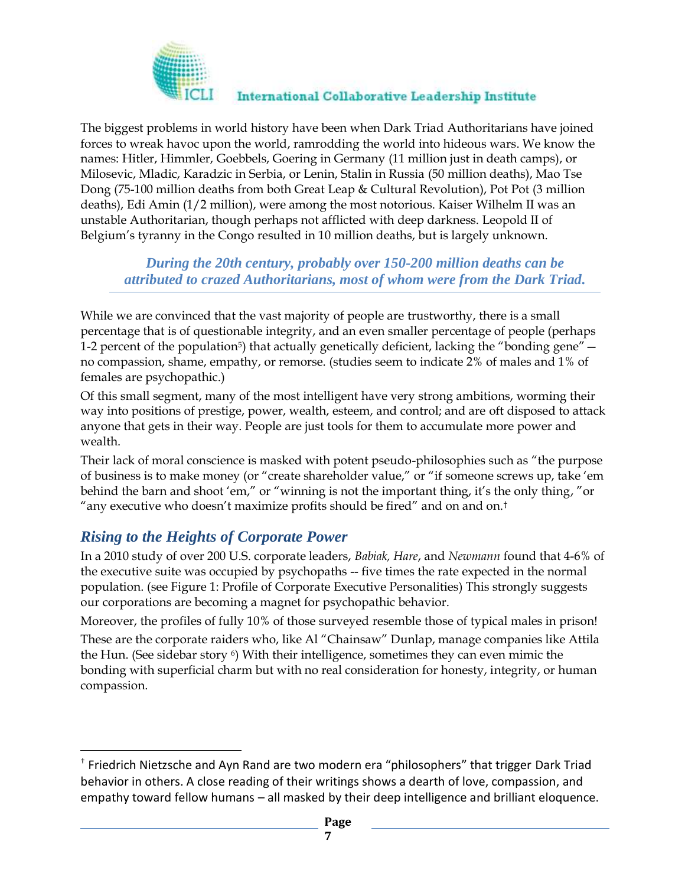The biggest problems in world history have been when Dark Triad Authoritarians have joined forces to wreak havoc upon the world, ramrodding the world into hideous wars. We know the names: Hitler, Himmler, Goebbels, Goering in Germany (11 million just in death camps), or Milosevic, Mladic, Karadzic in Serbia, or Lenin, Stalin in Russia (50 million deaths), Mao Tse Dong (75-100 million deaths from both Great Leap & Cultural Revolution), Pot Pot (3 million deaths), Edi Amin (1/2 million), were among the most notorious. Kaiser Wilhelm II was an unstable Authoritarian, though perhaps not afflicted with deep darkness. Leopold II of Belgium's tyranny in the Congo resulted in 10 million deaths, but is largely unknown.

> ***During the 20th century, probably over 150-200 million deaths can be attributed to crazed Authoritarians, most of whom were from the Dark Triad.***

While we are convinced that the vast majority of people are trustworthy, there is a small percentage that is of questionable integrity, and an even smaller percentage of people (perhaps 1-2 percent of the population[5]) that actually genetically deficient, lacking the "bonding gene" — no compassion, shame, empathy, or remorse. (studies seem to indicate 2% of males and 1% of females are psychopathic.)

Of this small segment, many of the most intelligent have very strong ambitions, worming their way into positions of prestige, power, wealth, esteem, and control; and are oft disposed to attack anyone that gets in their way. People are just tools for them to accumulate more power and wealth.

Their lack of moral conscience is masked with potent pseudo-philosophies such as "the purpose of business is to make money (or "create shareholder value," or "if someone screws up, take 'em behind the barn and shoot 'em," or "winning is not the important thing, it's the only thing, "or "any executive who doesn't maximize profits should be fired" and on and on.[†]

## *Rising to the Heights of Corporate Power*

In a 2010 study of over 200 U.S. corporate leaders, *Babiak, Hare*, and *Newmann* found that 4-6% of the executive suite was occupied by psychopaths -- five times the rate expected in the normal population. (see Figure 1: Profile of Corporate Executive Personalities) This strongly suggests our corporations are becoming a magnet for psychopathic behavior.

Moreover, the profiles of fully 10% of those surveyed resemble those of typical males in prison!

These are the corporate raiders who, like Al "Chainsaw" Dunlap, manage companies like Attila the Hun. (See sidebar story [6]) With their intelligence, sometimes they can even mimic the bonding with superficial charm but with no real consideration for honesty, integrity, or human compassion.

---

[†] Friedrich Nietzsche and Ayn Rand are two modern era "philosophers" that trigger Dark Triad behavior in others. A close reading of their writings shows a dearth of love, compassion, and empathy toward fellow humans – all masked by their deep intelligence and brilliant eloquence.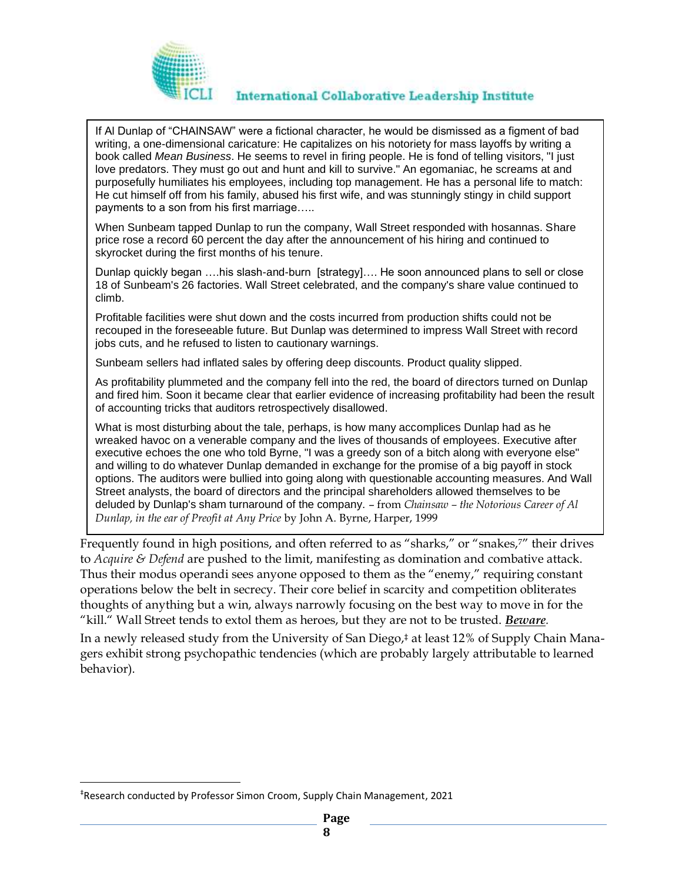If Al Dunlap of "CHAINSAW" were a fictional character, he would be dismissed as a figment of bad writing, a one-dimensional caricature: He capitalizes on his notoriety for mass layoffs by writing a book called *Mean Business*. He seems to revel in firing people. He is fond of telling visitors, "I just love predators. They must go out and hunt and kill to survive." An egomaniac, he screams at and purposefully humiliates his employees, including top management. He has a personal life to match: He cut himself off from his family, abused his first wife, and was stunningly stingy in child support payments to a son from his first marriage…..

When Sunbeam tapped Dunlap to run the company, Wall Street responded with hosannas. Share price rose a record 60 percent the day after the announcement of his hiring and continued to skyrocket during the first months of his tenure.

Dunlap quickly began ….his slash-and-burn [strategy]…. He soon announced plans to sell or close 18 of Sunbeam's 26 factories. Wall Street celebrated, and the company's share value continued to climb.

Profitable facilities were shut down and the costs incurred from production shifts could not be recouped in the foreseeable future. But Dunlap was determined to impress Wall Street with record jobs cuts, and he refused to listen to cautionary warnings.

Sunbeam sellers had inflated sales by offering deep discounts. Product quality slipped.

As profitability plummeted and the company fell into the red, the board of directors turned on Dunlap and fired him. Soon it became clear that earlier evidence of increasing profitability had been the result of accounting tricks that auditors retrospectively disallowed.

What is most disturbing about the tale, perhaps, is how many accomplices Dunlap had as he wreaked havoc on a venerable company and the lives of thousands of employees. Executive after executive echoes the one who told Byrne, "I was a greedy son of a bitch along with everyone else" and willing to do whatever Dunlap demanded in exchange for the promise of a big payoff in stock options. The auditors were bullied into going along with questionable accounting measures. And Wall Street analysts, the board of directors and the principal shareholders allowed themselves to be deluded by Dunlap's sham turnaround of the company. – from *Chainsaw – the Notorious Career of Al Dunlap, in the ear of Preofit at Any Price* by John A. Byrne, Harper, 1999

Frequently found in high positions, and often referred to as "sharks," or "snakes,[7]" their drives to *Acquire & Defend* are pushed to the limit, manifesting as domination and combative attack. Thus their modus operandi sees anyone opposed to them as the "enemy," requiring constant operations below the belt in secrecy. Their core belief in scarcity and competition obliterates thoughts of anything but a win, always narrowly focusing on the best way to move in for the "kill." Wall Street tends to extol them as heroes, but they are not to be trusted. ***Beware***.

In a newly released study from the University of San Diego,[‡] at least 12% of Supply Chain Managers exhibit strong psychopathic tendencies (which are probably largely attributable to learned behavior).

[‡] Research conducted by Professor Simon Croom, Supply Chain Management, 2021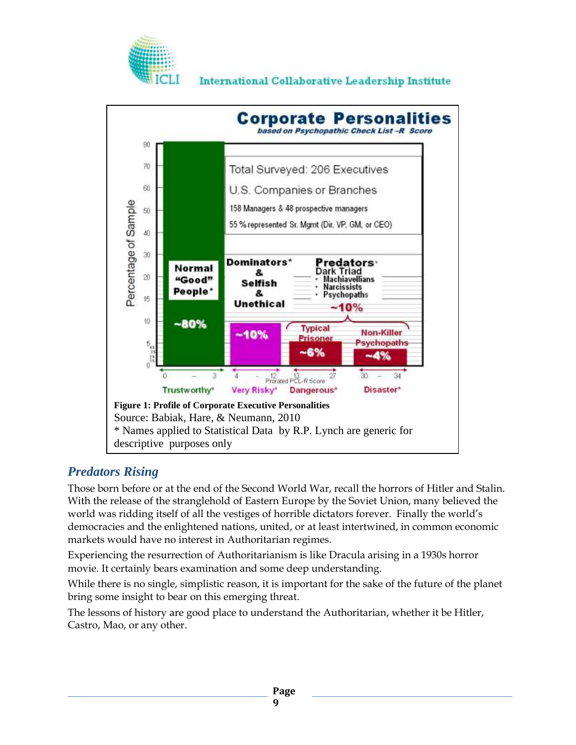Corporate Personalities

based on Psychopathic Check List –R Score

Percentage of Sample

80
70
60
50
40
30
20
15
10
5
0

Total Surveyed: 206 Executives

U.S. Companies or Branches

158 Managers & 48 prospective managers

55 % represented Sr. Mgmt (Dir, VP, GM, or CEO)

Normal "Good" People*

~80%

Dominators* & Selfish & Unethical

~10%

Predators* Dark Triad
- Machiavellians
- Narcissists
- Psychopaths

~10%

Typical Prisoner

~6%

Non-Killer Psychopaths

~4%

0 – 3 | 4 - 12 | 13 27 | 30 – 34

Prorated PCL-R Score

Trustworthy* Very Risky* Dangerous* Disaster*

**Figure 1: Profile of Corporate Executive Personalities**
Source: Babiak, Hare, & Neumann, 2010
* Names applied to Statistical Data by R.P. Lynch are generic for descriptive purposes only

## *Predators Rising*

Those born before or at the end of the Second World War, recall the horrors of Hitler and Stalin. With the release of the stranglehold of Eastern Europe by the Soviet Union, many believed the world was ridding itself of all the vestiges of horrible dictators forever. Finally the world's democracies and the enlightened nations, united, or at least intertwined, in common economic markets would have no interest in Authoritarian regimes.

Experiencing the resurrection of Authoritarianism is like Dracula arising in a 1930s horror movie. It certainly bears examination and some deep understanding.

While there is no single, simplistic reason, it is important for the sake of the future of the planet bring some insight to bear on this emerging threat.

The lessons of history are good place to understand the Authoritarian, whether it be Hitler, Castro, Mao, or any other.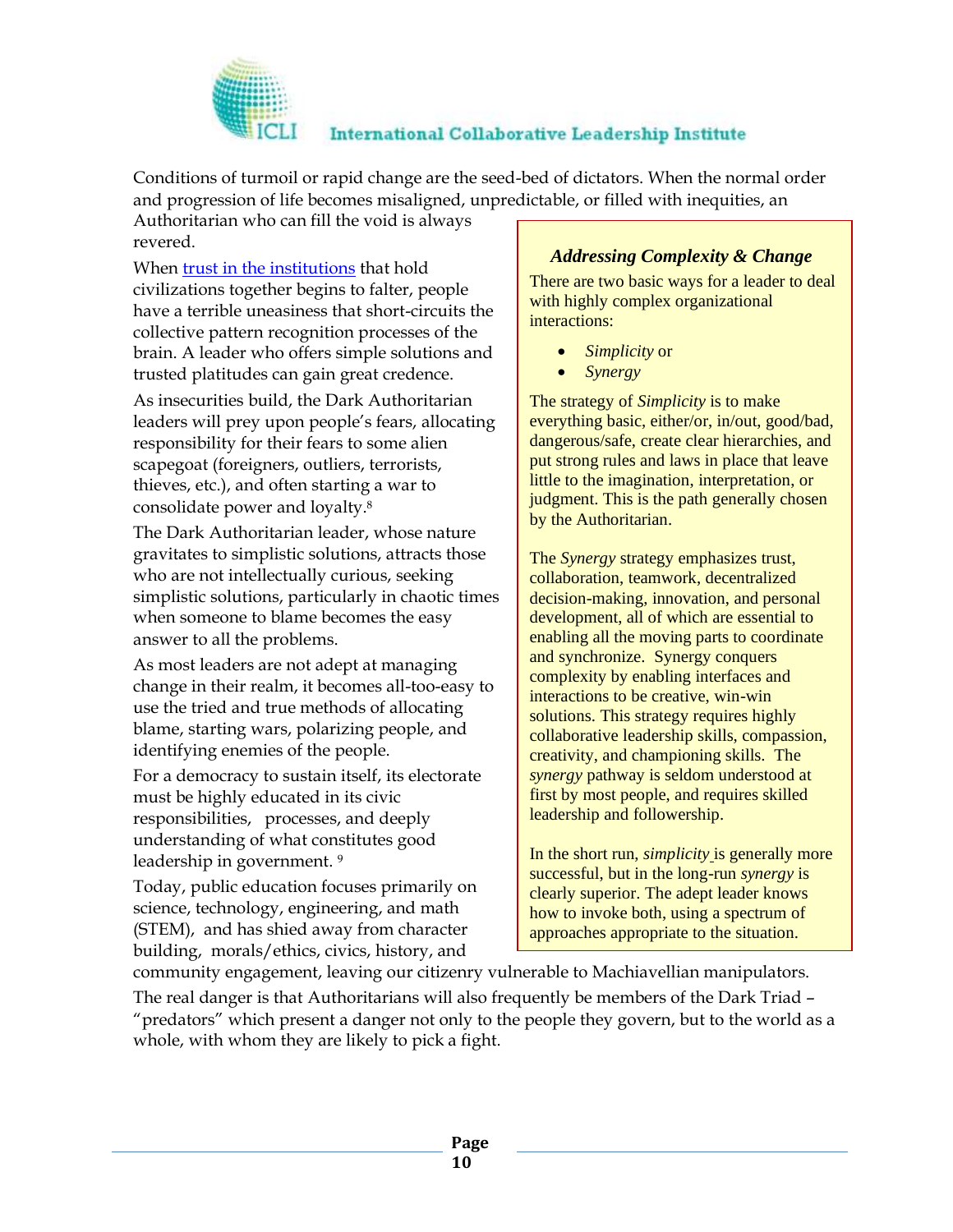Conditions of turmoil or rapid change are the seed-bed of dictators. When the normal order and progression of life becomes misaligned, unpredictable, or filled with inequities, an Authoritarian who can fill the void is always revered.

When trust in the institutions that hold civilizations together begins to falter, people have a terrible uneasiness that short-circuits the collective pattern recognition processes of the brain. A leader who offers simple solutions and trusted platitudes can gain great credence.

As insecurities build, the Dark Authoritarian leaders will prey upon people's fears, allocating responsibility for their fears to some alien scapegoat (foreigners, outliers, terrorists, thieves, etc.), and often starting a war to consolidate power and loyalty.[8]

The Dark Authoritarian leader, whose nature gravitates to simplistic solutions, attracts those who are not intellectually curious, seeking simplistic solutions, particularly in chaotic times when someone to blame becomes the easy answer to all the problems.

As most leaders are not adept at managing change in their realm, it becomes all-too-easy to use the tried and true methods of allocating blame, starting wars, polarizing people, and identifying enemies of the people.

For a democracy to sustain itself, its electorate must be highly educated in its civic responsibilities, processes, and deeply understanding of what constitutes good leadership in government. [9]

Today, public education focuses primarily on science, technology, engineering, and math (STEM), and has shied away from character building, morals/ethics, civics, history, and community engagement, leaving our citizenry vulnerable to Machiavellian manipulators.

The real danger is that Authoritarians will also frequently be members of the Dark Triad – "predators" which present a danger not only to the people they govern, but to the world as a whole, with whom they are likely to pick a fight.

### *Addressing Complexity & Change*

There are two basic ways for a leader to deal with highly complex organizational interactions:

- *Simplicity* or
- *Synergy*

The strategy of *Simplicity* is to make everything basic, either/or, in/out, good/bad, dangerous/safe, create clear hierarchies, and put strong rules and laws in place that leave little to the imagination, interpretation, or judgment. This is the path generally chosen by the Authoritarian.

The *Synergy* strategy emphasizes trust, collaboration, teamwork, decentralized decision-making, innovation, and personal development, all of which are essential to enabling all the moving parts to coordinate and synchronize. Synergy conquers complexity by enabling interfaces and interactions to be creative, win-win solutions. This strategy requires highly collaborative leadership skills, compassion, creativity, and championing skills. The *synergy* pathway is seldom understood at first by most people, and requires skilled leadership and followership.

In the short run, *simplicity* is generally more successful, but in the long-run *synergy* is clearly superior. The adept leader knows how to invoke both, using a spectrum of approaches appropriate to the situation.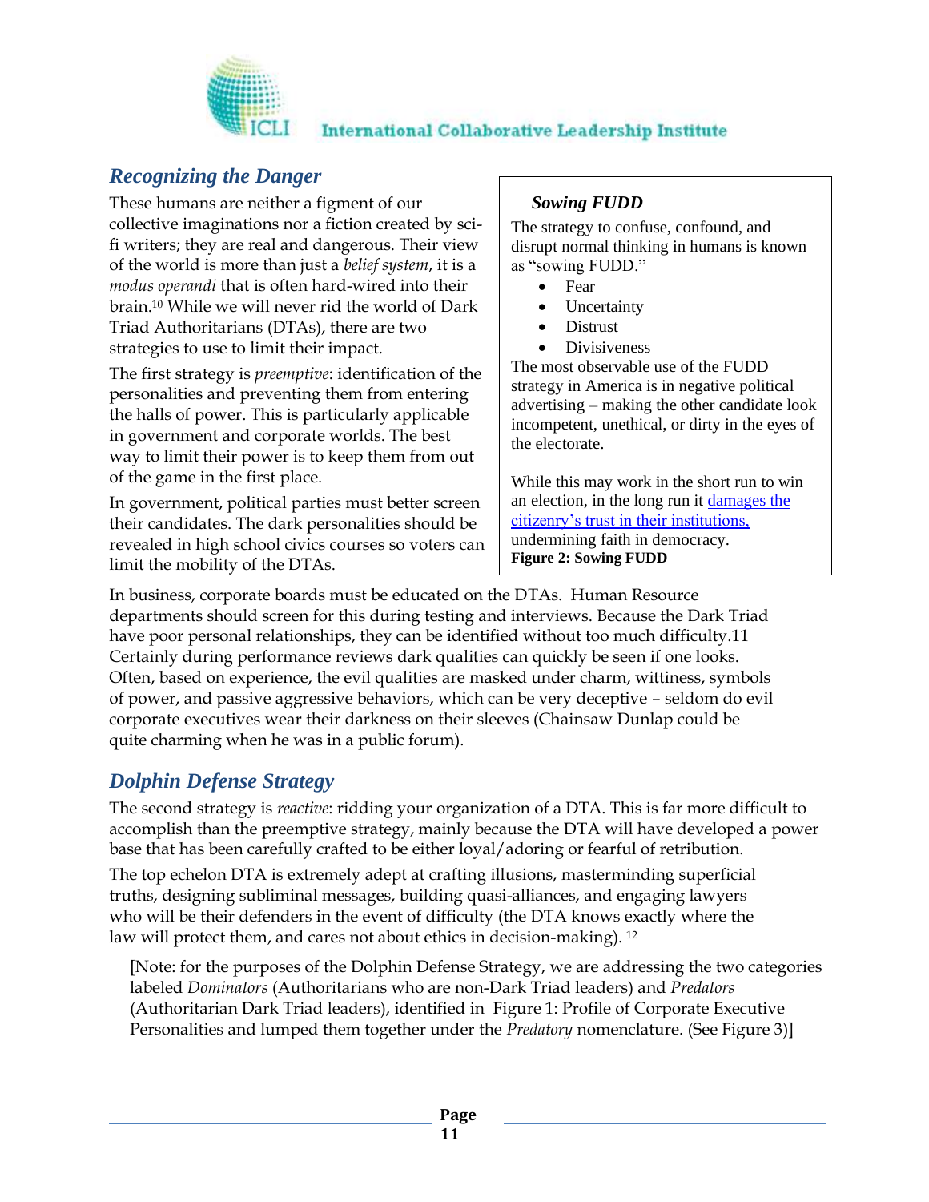## *Recognizing the Danger*

These humans are neither a figment of our collective imaginations nor a fiction created by sci-fi writers; they are real and dangerous. Their view of the world is more than just a *belief system*, it is a *modus operandi* that is often hard-wired into their brain.[10] While we will never rid the world of Dark Triad Authoritarians (DTAs), there are two strategies to use to limit their impact.

The first strategy is *preemptive*: identification of the personalities and preventing them from entering the halls of power. This is particularly applicable in government and corporate worlds. The best way to limit their power is to keep them from out of the game in the first place.

In government, political parties must better screen their candidates. The dark personalities should be revealed in high school civics courses so voters can limit the mobility of the DTAs.

> ***Sowing FUDD***
>
> The strategy to confuse, confound, and disrupt normal thinking in humans is known as "sowing FUDD."
>
> - Fear
> - Uncertainty
> - Distrust
> - Divisiveness
>
> The most observable use of the FUDD strategy in America is in negative political advertising – making the other candidate look incompetent, unethical, or dirty in the eyes of the electorate.
>
> While this may work in the short run to win an election, in the long run it damages the citizenry's trust in their institutions, undermining faith in democracy.
>
> **Figure 2: Sowing FUDD**

In business, corporate boards must be educated on the DTAs. Human Resource departments should screen for this during testing and interviews. Because the Dark Triad have poor personal relationships, they can be identified without too much difficulty.11 Certainly during performance reviews dark qualities can quickly be seen if one looks. Often, based on experience, the evil qualities are masked under charm, wittiness, symbols of power, and passive aggressive behaviors, which can be very deceptive – seldom do evil corporate executives wear their darkness on their sleeves (Chainsaw Dunlap could be quite charming when he was in a public forum).

## *Dolphin Defense Strategy*

The second strategy is *reactive*: ridding your organization of a DTA. This is far more difficult to accomplish than the preemptive strategy, mainly because the DTA will have developed a power base that has been carefully crafted to be either loyal/adoring or fearful of retribution.

The top echelon DTA is extremely adept at crafting illusions, masterminding superficial truths, designing subliminal messages, building quasi-alliances, and engaging lawyers who will be their defenders in the event of difficulty (the DTA knows exactly where the law will protect them, and cares not about ethics in decision-making). [12]

[Note: for the purposes of the Dolphin Defense Strategy, we are addressing the two categories labeled *Dominators* (Authoritarians who are non-Dark Triad leaders) and *Predators* (Authoritarian Dark Triad leaders), identified in Figure 1: Profile of Corporate Executive Personalities and lumped them together under the *Predatory* nomenclature. (See Figure 3)]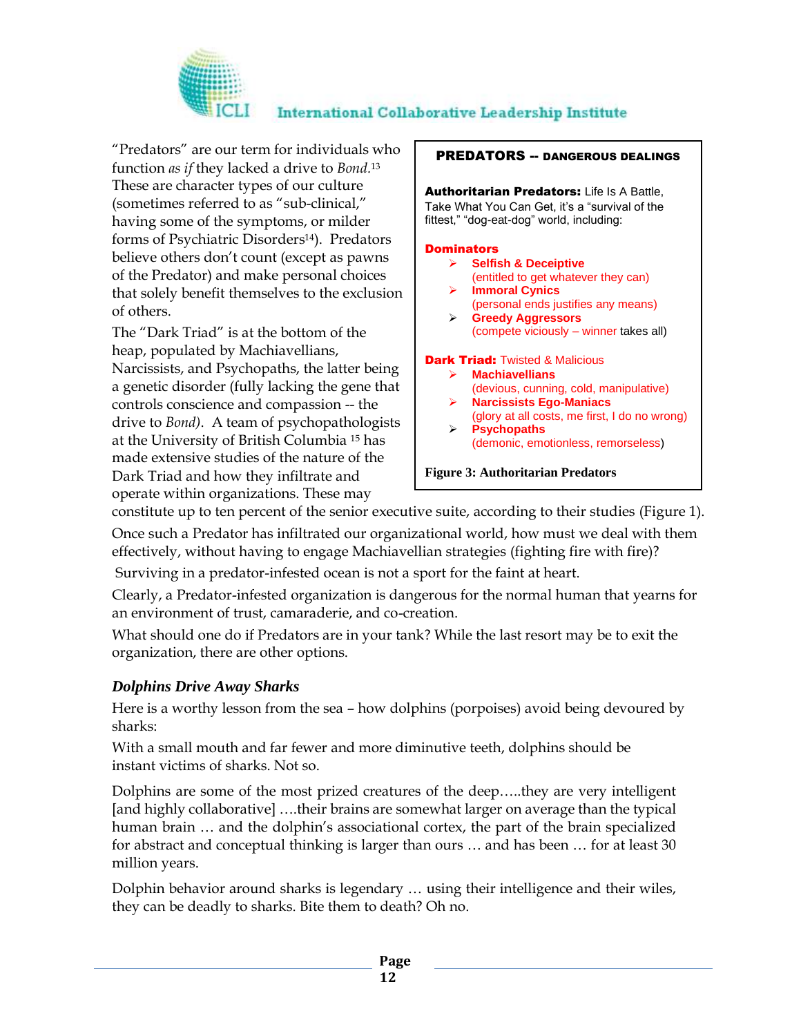"Predators" are our term for individuals who function *as if* they lacked a drive to *Bond*.[13] These are character types of our culture (sometimes referred to as "sub-clinical," having some of the symptoms, or milder forms of Psychiatric Disorders[14]). Predators believe others don't count (except as pawns of the Predator) and make personal choices that solely benefit themselves to the exclusion of others.

The "Dark Triad" is at the bottom of the heap, populated by Machiavellians, Narcissists, and Psychopaths, the latter being a genetic disorder (fully lacking the gene that controls conscience and compassion -- the drive to *Bond)*. A team of psychopathologists at the University of British Columbia [15] has made extensive studies of the nature of the Dark Triad and how they infiltrate and operate within organizations. These may constitute up to ten percent of the senior executive suite, according to their studies (Figure 1).

> **PREDATORS -- DANGEROUS DEALINGS**
>
> **Authoritarian Predators:** Life Is A Battle, Take What You Can Get, it's a "survival of the fittest," "dog-eat-dog" world, including:
>
> **Dominators**
> - **Selfish & Deceiptive**
>   (entitled to get whatever they can)
> - **Immoral Cynics**
>   (personal ends justifies any means)
> - **Greedy Aggressors**
>   (compete viciously – winner takes all)
>
> **Dark Triad:** Twisted & Malicious
> - **Machiavellians**
>   (devious, cunning, cold, manipulative)
> - **Narcissists Ego-Maniacs**
>   (glory at all costs, me first, I do no wrong)
> - **Psychopaths**
>   (demonic, emotionless, remorseless)
>
> **Figure 3: Authoritarian Predators**

Once such a Predator has infiltrated our organizational world, how must we deal with them effectively, without having to engage Machiavellian strategies (fighting fire with fire)?

Surviving in a predator-infested ocean is not a sport for the faint at heart.

Clearly, a Predator-infested organization is dangerous for the normal human that yearns for an environment of trust, camaraderie, and co-creation.

What should one do if Predators are in your tank? While the last resort may be to exit the organization, there are other options.

### *Dolphins Drive Away Sharks*

Here is a worthy lesson from the sea – how dolphins (porpoises) avoid being devoured by sharks:

With a small mouth and far fewer and more diminutive teeth, dolphins should be instant victims of sharks. Not so.

Dolphins are some of the most prized creatures of the deep…..they are very intelligent [and highly collaborative] ….their brains are somewhat larger on average than the typical human brain … and the dolphin's associational cortex, the part of the brain specialized for abstract and conceptual thinking is larger than ours … and has been … for at least 30 million years.

Dolphin behavior around sharks is legendary … using their intelligence and their wiles, they can be deadly to sharks. Bite them to death? Oh no.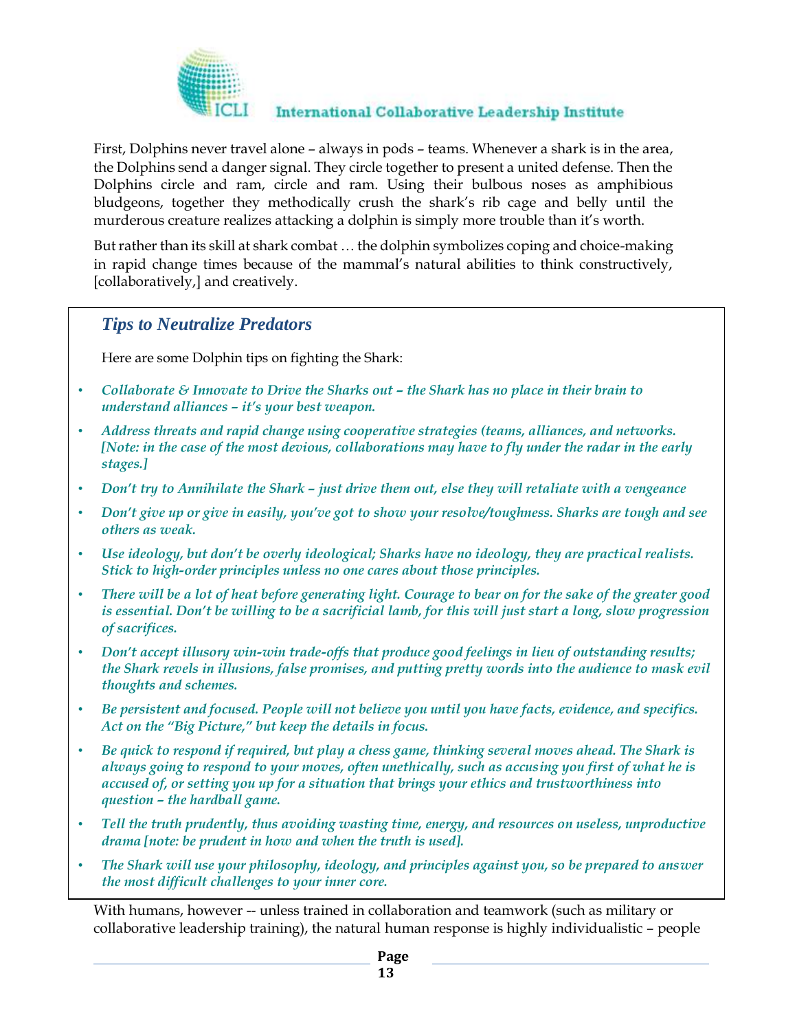First, Dolphins never travel alone – always in pods – teams. Whenever a shark is in the area, the Dolphins send a danger signal. They circle together to present a united defense. Then the Dolphins circle and ram, circle and ram. Using their bulbous noses as amphibious bludgeons, together they methodically crush the shark's rib cage and belly until the murderous creature realizes attacking a dolphin is simply more trouble than it's worth.

But rather than its skill at shark combat … the dolphin symbolizes coping and choice-making in rapid change times because of the mammal's natural abilities to think constructively, [collaboratively,] and creatively.

### *Tips to Neutralize Predators*

Here are some Dolphin tips on fighting the Shark:

- *Collaborate & Innovate to Drive the Sharks out – the Shark has no place in their brain to understand alliances – it's your best weapon.*
- *Address threats and rapid change using cooperative strategies (teams, alliances, and networks. [Note: in the case of the most devious, collaborations may have to fly under the radar in the early stages.]*
- *Don't try to Annihilate the Shark – just drive them out, else they will retaliate with a vengeance*
- *Don't give up or give in easily, you've got to show your resolve/toughness. Sharks are tough and see others as weak.*
- *Use ideology, but don't be overly ideological; Sharks have no ideology, they are practical realists. Stick to high-order principles unless no one cares about those principles.*
- *There will be a lot of heat before generating light. Courage to bear on for the sake of the greater good is essential. Don't be willing to be a sacrificial lamb, for this will just start a long, slow progression of sacrifices.*
- *Don't accept illusory win-win trade-offs that produce good feelings in lieu of outstanding results; the Shark revels in illusions, false promises, and putting pretty words into the audience to mask evil thoughts and schemes.*
- *Be persistent and focused. People will not believe you until you have facts, evidence, and specifics. Act on the "Big Picture," but keep the details in focus.*
- *Be quick to respond if required, but play a chess game, thinking several moves ahead. The Shark is always going to respond to your moves, often unethically, such as accusing you first of what he is accused of, or setting you up for a situation that brings your ethics and trustworthiness into question – the hardball game.*
- *Tell the truth prudently, thus avoiding wasting time, energy, and resources on useless, unproductive drama [note: be prudent in how and when the truth is used].*
- *The Shark will use your philosophy, ideology, and principles against you, so be prepared to answer the most difficult challenges to your inner core.*

With humans, however -- unless trained in collaboration and teamwork (such as military or collaborative leadership training), the natural human response is highly individualistic – people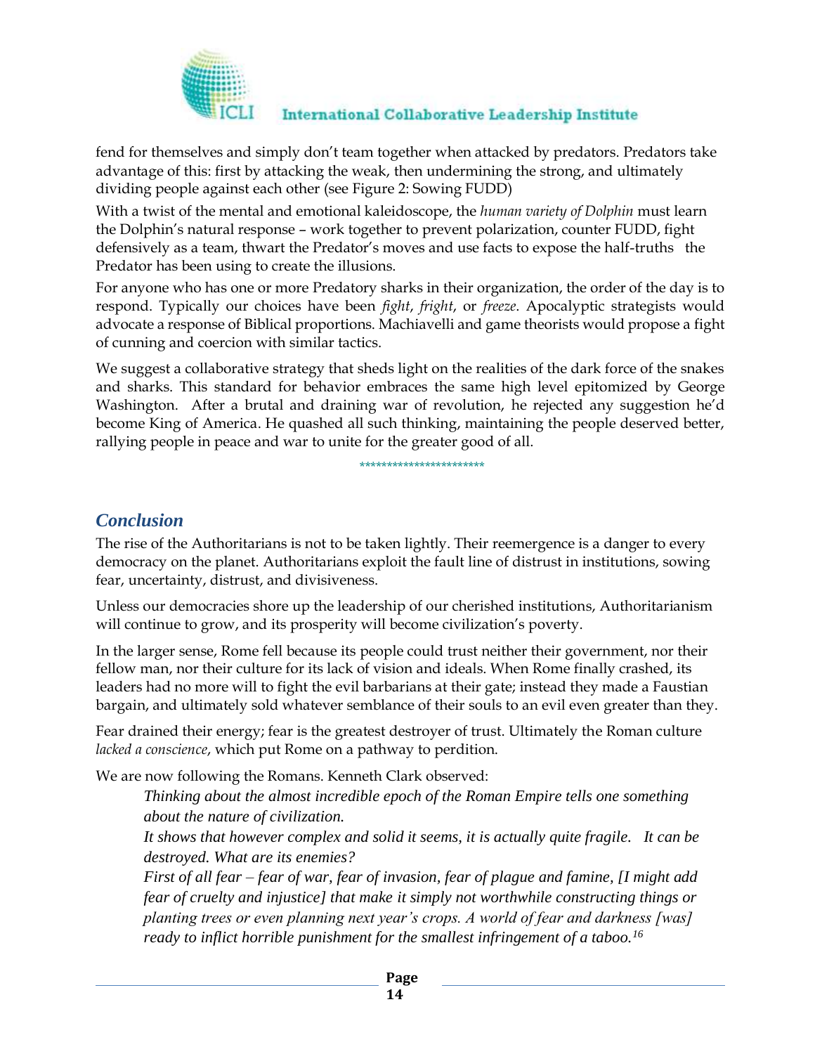fend for themselves and simply don't team together when attacked by predators. Predators take advantage of this: first by attacking the weak, then undermining the strong, and ultimately dividing people against each other (see Figure 2: Sowing FUDD)

With a twist of the mental and emotional kaleidoscope, the *human variety of Dolphin* must learn the Dolphin's natural response – work together to prevent polarization, counter FUDD, fight defensively as a team, thwart the Predator's moves and use facts to expose the half-truths the Predator has been using to create the illusions.

For anyone who has one or more Predatory sharks in their organization, the order of the day is to respond. Typically our choices have been *fight*, *fright*, or *freeze*. Apocalyptic strategists would advocate a response of Biblical proportions. Machiavelli and game theorists would propose a fight of cunning and coercion with similar tactics.

We suggest a collaborative strategy that sheds light on the realities of the dark force of the snakes and sharks. This standard for behavior embraces the same high level epitomized by George Washington. After a brutal and draining war of revolution, he rejected any suggestion he'd become King of America. He quashed all such thinking, maintaining the people deserved better, rallying people in peace and war to unite for the greater good of all.

***********************

## *Conclusion*

The rise of the Authoritarians is not to be taken lightly. Their reemergence is a danger to every democracy on the planet. Authoritarians exploit the fault line of distrust in institutions, sowing fear, uncertainty, distrust, and divisiveness.

Unless our democracies shore up the leadership of our cherished institutions, Authoritarianism will continue to grow, and its prosperity will become civilization's poverty.

In the larger sense, Rome fell because its people could trust neither their government, nor their fellow man, nor their culture for its lack of vision and ideals. When Rome finally crashed, its leaders had no more will to fight the evil barbarians at their gate; instead they made a Faustian bargain, and ultimately sold whatever semblance of their souls to an evil even greater than they.

Fear drained their energy; fear is the greatest destroyer of trust. Ultimately the Roman culture *lacked a conscience*, which put Rome on a pathway to perdition.

We are now following the Romans. Kenneth Clark observed:

> *Thinking about the almost incredible epoch of the Roman Empire tells one something about the nature of civilization.*
>
> *It shows that however complex and solid it seems, it is actually quite fragile. It can be destroyed. What are its enemies?*
>
> *First of all fear – fear of war, fear of invasion, fear of plague and famine, [I might add fear of cruelty and injustice] that make it simply not worthwhile constructing things or planting trees or even planning next year's crops. A world of fear and darkness [was] ready to inflict horrible punishment for the smallest infringement of a taboo.*[16]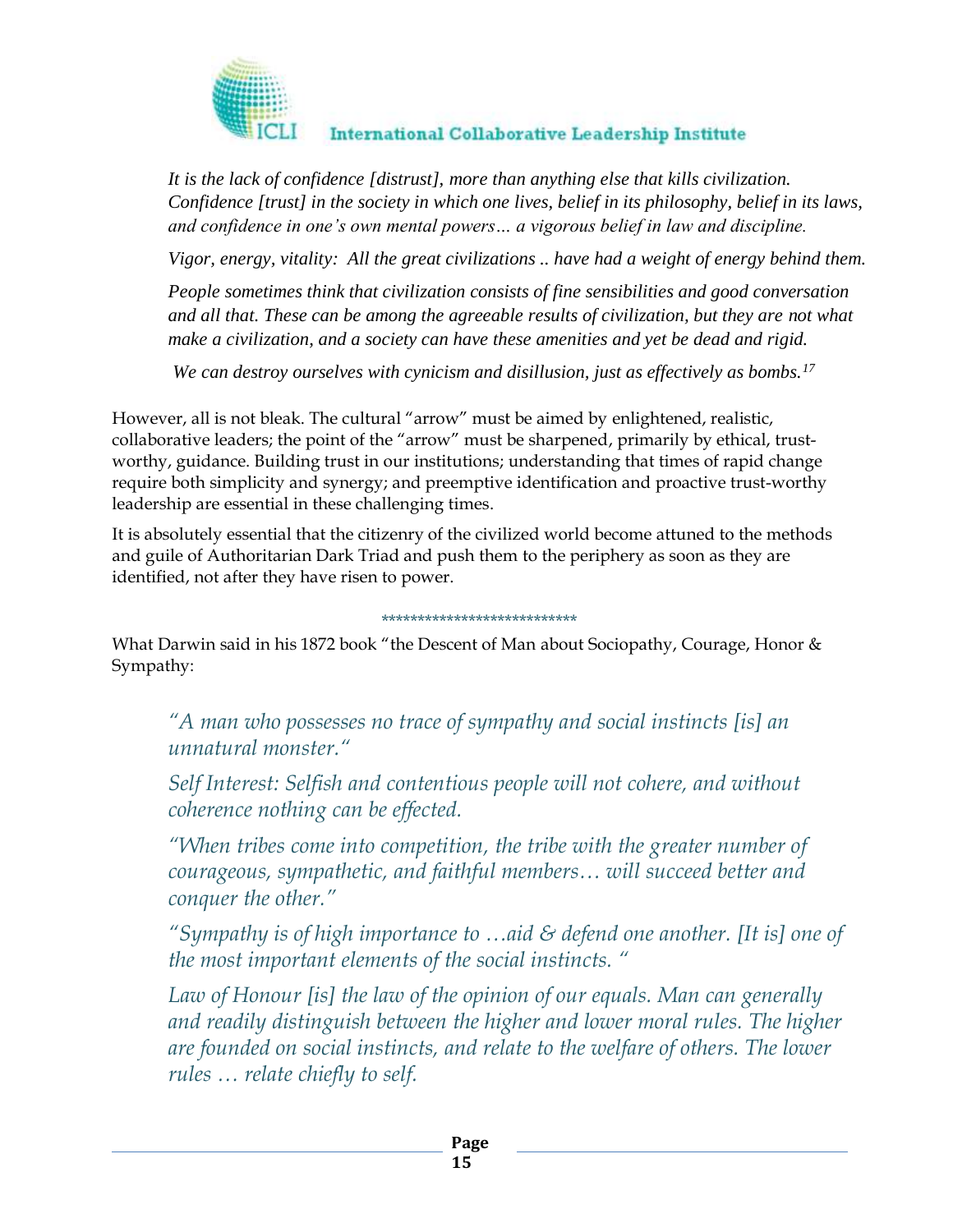*It is the lack of confidence [distrust], more than anything else that kills civilization. Confidence [trust] in the society in which one lives, belief in its philosophy, belief in its laws, and confidence in one's own mental powers… a vigorous belief in law and discipline.*

*Vigor, energy, vitality: All the great civilizations .. have had a weight of energy behind them.*

*People sometimes think that civilization consists of fine sensibilities and good conversation and all that. These can be among the agreeable results of civilization, but they are not what make a civilization, and a society can have these amenities and yet be dead and rigid.*

*We can destroy ourselves with cynicism and disillusion, just as effectively as bombs.*[17]

However, all is not bleak. The cultural "arrow" must be aimed by enlightened, realistic, collaborative leaders; the point of the "arrow" must be sharpened, primarily by ethical, trust-worthy, guidance. Building trust in our institutions; understanding that times of rapid change require both simplicity and synergy; and preemptive identification and proactive trust-worthy leadership are essential in these challenging times.

It is absolutely essential that the citizenry of the civilized world become attuned to the methods and guile of Authoritarian Dark Triad and push them to the periphery as soon as they are identified, not after they have risen to power.

***************************

What Darwin said in his 1872 book "the Descent of Man about Sociopathy, Courage, Honor & Sympathy:

*"A man who possesses no trace of sympathy and social instincts [is] an unnatural monster."*

*Self Interest: Selfish and contentious people will not cohere, and without coherence nothing can be effected.*

*"When tribes come into competition, the tribe with the greater number of courageous, sympathetic, and faithful members… will succeed better and conquer the other."*

*"Sympathy is of high importance to …aid & defend one another. [It is] one of the most important elements of the social instincts. "*

*Law of Honour [is] the law of the opinion of our equals. Man can generally and readily distinguish between the higher and lower moral rules. The higher are founded on social instincts, and relate to the welfare of others. The lower rules … relate chiefly to self.*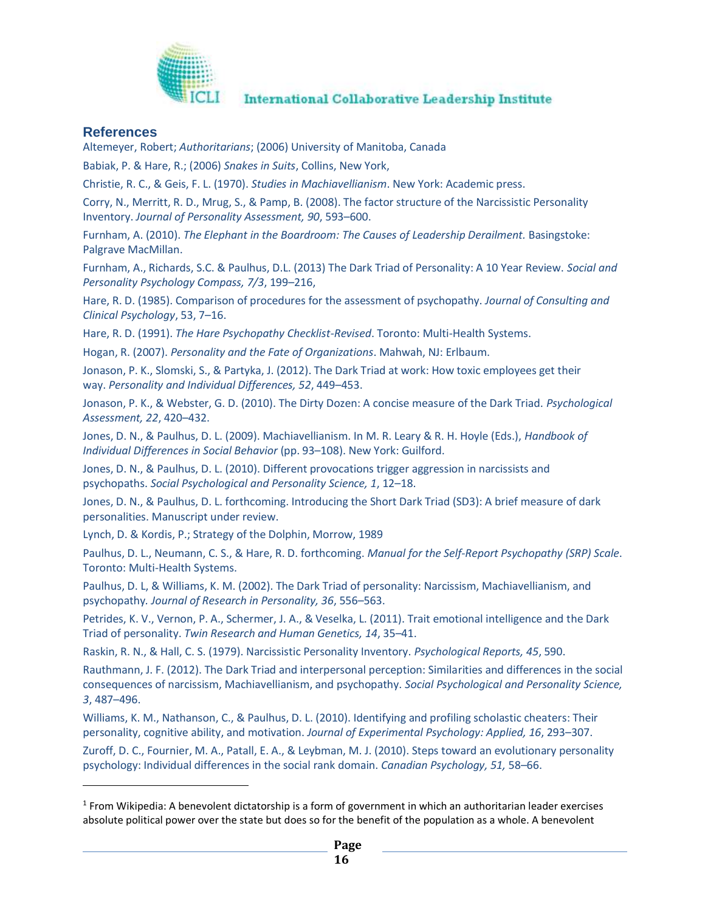## References

Altemeyer, Robert; *Authoritarians*; (2006) University of Manitoba, Canada

Babiak, P. & Hare, R.; (2006) *Snakes in Suits*, Collins, New York,

Christie, R. C., & Geis, F. L. (1970). *Studies in Machiavellianism*. New York: Academic press.

Corry, N., Merritt, R. D., Mrug, S., & Pamp, B. (2008). The factor structure of the Narcissistic Personality Inventory. *Journal of Personality Assessment, 90*, 593–600.

Furnham, A. (2010). *The Elephant in the Boardroom: The Causes of Leadership Derailment.* Basingstoke: Palgrave MacMillan.

Furnham, A., Richards, S.C. & Paulhus, D.L. (2013) The Dark Triad of Personality: A 10 Year Review. *Social and Personality Psychology Compass, 7/3*, 199–216,

Hare, R. D. (1985). Comparison of procedures for the assessment of psychopathy. *Journal of Consulting and Clinical Psychology*, 53, 7–16.

Hare, R. D. (1991). *The Hare Psychopathy Checklist-Revised*. Toronto: Multi-Health Systems.

Hogan, R. (2007). *Personality and the Fate of Organizations*. Mahwah, NJ: Erlbaum.

Jonason, P. K., Slomski, S., & Partyka, J. (2012). The Dark Triad at work: How toxic employees get their way. *Personality and Individual Differences, 52*, 449–453.

Jonason, P. K., & Webster, G. D. (2010). The Dirty Dozen: A concise measure of the Dark Triad. *Psychological Assessment, 22*, 420–432.

Jones, D. N., & Paulhus, D. L. (2009). Machiavellianism. In M. R. Leary & R. H. Hoyle (Eds.), *Handbook of Individual Differences in Social Behavior* (pp. 93–108). New York: Guilford.

Jones, D. N., & Paulhus, D. L. (2010). Different provocations trigger aggression in narcissists and psychopaths. *Social Psychological and Personality Science, 1*, 12–18.

Jones, D. N., & Paulhus, D. L. forthcoming. Introducing the Short Dark Triad (SD3): A brief measure of dark personalities. Manuscript under review.

Lynch, D. & Kordis, P.; Strategy of the Dolphin, Morrow, 1989

Paulhus, D. L., Neumann, C. S., & Hare, R. D. forthcoming. *Manual for the Self-Report Psychopathy (SRP) Scale*. Toronto: Multi-Health Systems.

Paulhus, D. L, & Williams, K. M. (2002). The Dark Triad of personality: Narcissism, Machiavellianism, and psychopathy. *Journal of Research in Personality, 36*, 556–563.

Petrides, K. V., Vernon, P. A., Schermer, J. A., & Veselka, L. (2011). Trait emotional intelligence and the Dark Triad of personality. *Twin Research and Human Genetics, 14*, 35–41.

Raskin, R. N., & Hall, C. S. (1979). Narcissistic Personality Inventory. *Psychological Reports, 45*, 590.

Rauthmann, J. F. (2012). The Dark Triad and interpersonal perception: Similarities and differences in the social consequences of narcissism, Machiavellianism, and psychopathy. *Social Psychological and Personality Science, 3*, 487–496.

Williams, K. M., Nathanson, C., & Paulhus, D. L. (2010). Identifying and profiling scholastic cheaters: Their personality, cognitive ability, and motivation. *Journal of Experimental Psychology: Applied, 16*, 293–307.

Zuroff, D. C., Fournier, M. A., Patall, E. A., & Leybman, M. J. (2010). Steps toward an evolutionary personality psychology: Individual differences in the social rank domain. *Canadian Psychology, 51,* 58–66.

---

[1] From Wikipedia: A benevolent dictatorship is a form of government in which an authoritarian leader exercises absolute political power over the state but does so for the benefit of the population as a whole. A benevolent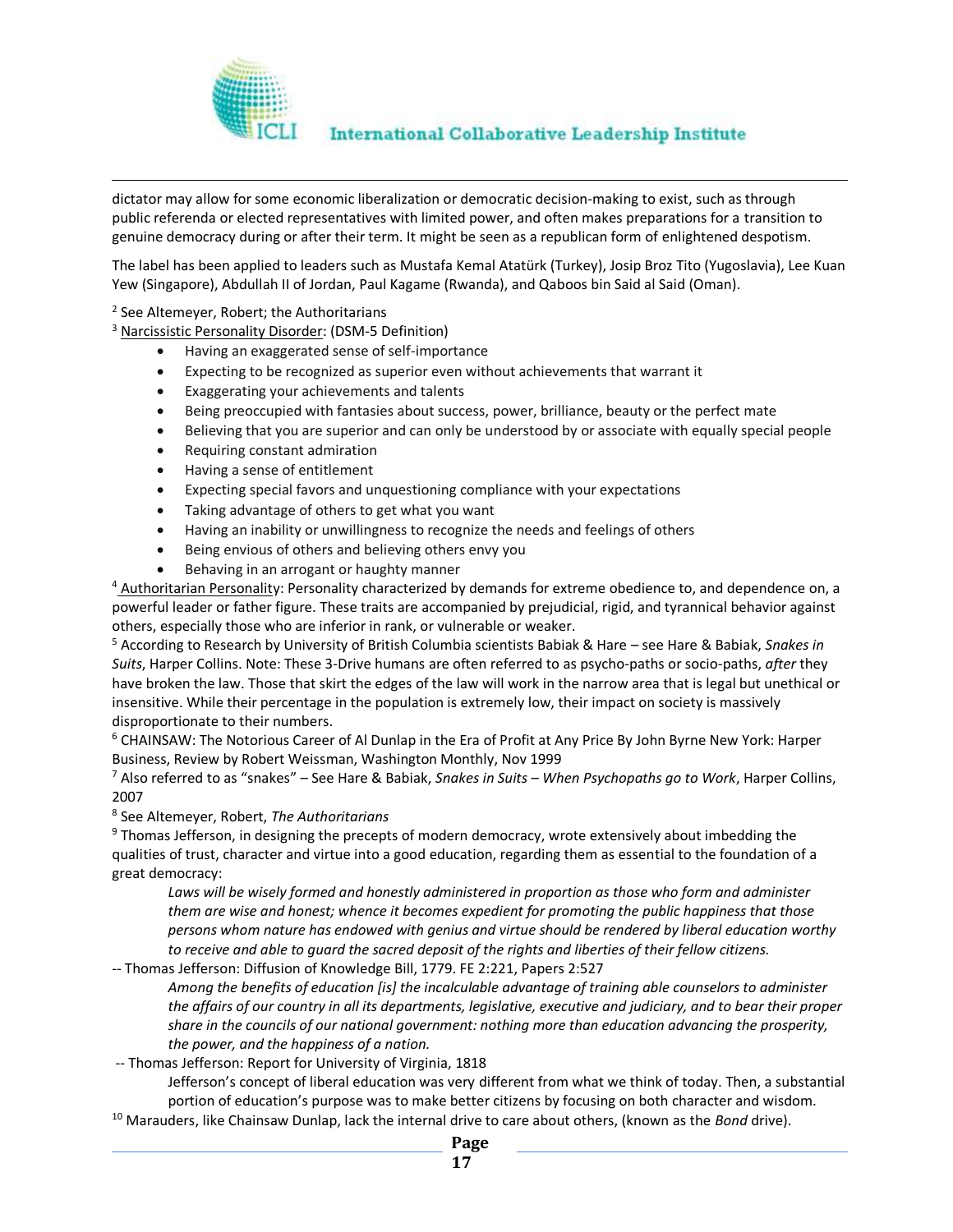dictator may allow for some economic liberalization or democratic decision-making to exist, such as through public referenda or elected representatives with limited power, and often makes preparations for a transition to genuine democracy during or after their term. It might be seen as a republican form of enlightened despotism.

The label has been applied to leaders such as Mustafa Kemal Atatürk (Turkey), Josip Broz Tito (Yugoslavia), Lee Kuan Yew (Singapore), Abdullah II of Jordan, Paul Kagame (Rwanda), and Qaboos bin Said al Said (Oman).

[2] See Altemeyer, Robert; the Authoritarians

[3] <u>Narcissistic Personality Disorder</u>: (DSM-5 Definition)

- Having an exaggerated sense of self-importance
- Expecting to be recognized as superior even without achievements that warrant it
- Exaggerating your achievements and talents
- Being preoccupied with fantasies about success, power, brilliance, beauty or the perfect mate
- Believing that you are superior and can only be understood by or associate with equally special people
- Requiring constant admiration
- Having a sense of entitlement
- Expecting special favors and unquestioning compliance with your expectations
- Taking advantage of others to get what you want
- Having an inability or unwillingness to recognize the needs and feelings of others
- Being envious of others and believing others envy you
- Behaving in an arrogant or haughty manner

[4] <u>Authoritarian Personality</u>: Personality characterized by demands for extreme obedience to, and dependence on, a powerful leader or father figure. These traits are accompanied by prejudicial, rigid, and tyrannical behavior against others, especially those who are inferior in rank, or vulnerable or weaker.

[5] According to Research by University of British Columbia scientists Babiak & Hare – see Hare & Babiak, *Snakes in Suits*, Harper Collins. Note: These 3-Drive humans are often referred to as psycho-paths or socio-paths, *after* they have broken the law. Those that skirt the edges of the law will work in the narrow area that is legal but unethical or insensitive. While their percentage in the population is extremely low, their impact on society is massively disproportionate to their numbers.

[6] CHAINSAW: The Notorious Career of Al Dunlap in the Era of Profit at Any Price By John Byrne New York: Harper Business, Review by Robert Weissman, Washington Monthly, Nov 1999

[7] Also referred to as "snakes" – See Hare & Babiak, *Snakes in Suits – When Psychopaths go to Work*, Harper Collins, 2007

[8] See Altemeyer, Robert, *The Authoritarians*

[9] Thomas Jefferson, in designing the precepts of modern democracy, wrote extensively about imbedding the qualities of trust, character and virtue into a good education, regarding them as essential to the foundation of a great democracy:

> *Laws will be wisely formed and honestly administered in proportion as those who form and administer them are wise and honest; whence it becomes expedient for promoting the public happiness that those persons whom nature has endowed with genius and virtue should be rendered by liberal education worthy to receive and able to guard the sacred deposit of the rights and liberties of their fellow citizens.*

-- Thomas Jefferson: Diffusion of Knowledge Bill, 1779. FE 2:221, Papers 2:527

> *Among the benefits of education [is] the incalculable advantage of training able counselors to administer the affairs of our country in all its departments, legislative, executive and judiciary, and to bear their proper share in the councils of our national government: nothing more than education advancing the prosperity, the power, and the happiness of a nation.*

-- Thomas Jefferson: Report for University of Virginia, 1818

> Jefferson's concept of liberal education was very different from what we think of today. Then, a substantial portion of education's purpose was to make better citizens by focusing on both character and wisdom.

[10] Marauders, like Chainsaw Dunlap, lack the internal drive to care about others, (known as the *Bond* drive).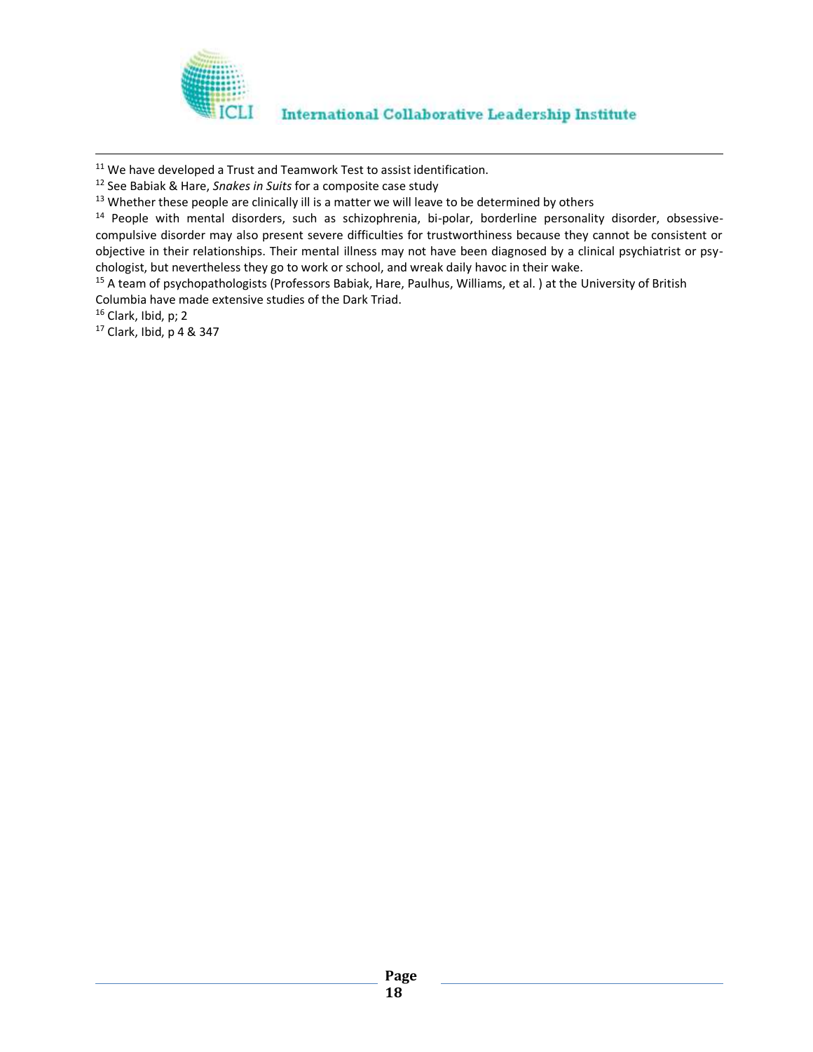[11] We have developed a Trust and Teamwork Test to assist identification.

[12] See Babiak & Hare, *Snakes in Suits* for a composite case study

[13] Whether these people are clinically ill is a matter we will leave to be determined by others

[14] People with mental disorders, such as schizophrenia, bi-polar, borderline personality disorder, obsessive-compulsive disorder may also present severe difficulties for trustworthiness because they cannot be consistent or objective in their relationships. Their mental illness may not have been diagnosed by a clinical psychiatrist or psychologist, but nevertheless they go to work or school, and wreak daily havoc in their wake.

[15] A team of psychopathologists (Professors Babiak, Hare, Paulhus, Williams, et al. ) at the University of British Columbia have made extensive studies of the Dark Triad.

[16] Clark, Ibid, p; 2

[17] Clark, Ibid, p 4 & 347